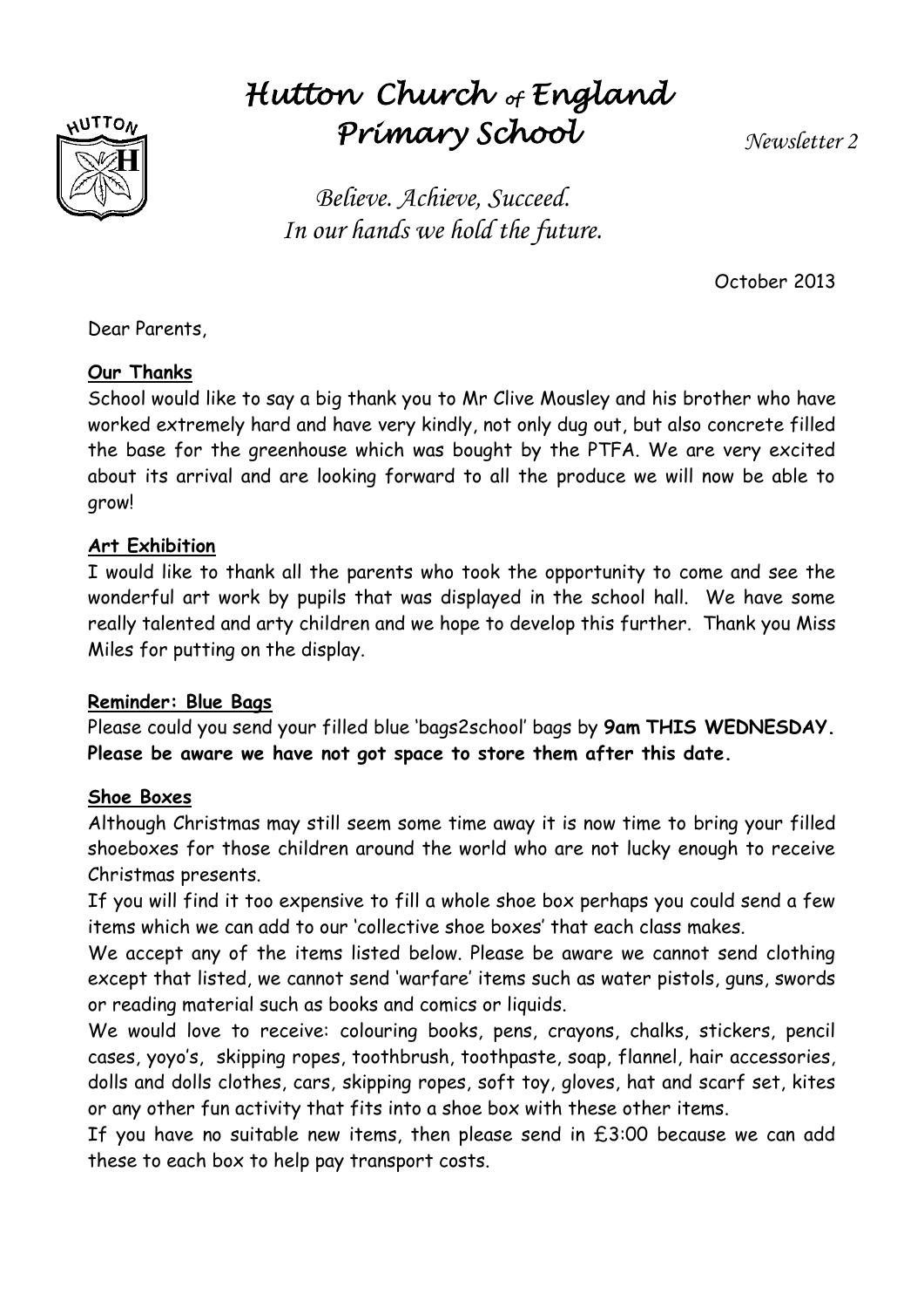# Hutton Church of England Primary School

*Newsletter 2*

*Believe. Achieve, Succeed.*
*In our hands we hold the future.*

October 2013

Dear Parents,

**Our Thanks**

School would like to say a big thank you to Mr Clive Mousley and his brother who have worked extremely hard and have very kindly, not only dug out, but also concrete filled the base for the greenhouse which was bought by the PTFA. We are very excited about its arrival and are looking forward to all the produce we will now be able to grow!

**Art Exhibition**

I would like to thank all the parents who took the opportunity to come and see the wonderful art work by pupils that was displayed in the school hall. We have some really talented and arty children and we hope to develop this further. Thank you Miss Miles for putting on the display.

**Reminder: Blue Bags**

Please could you send your filled blue 'bags2school' bags by **9am THIS WEDNESDAY. Please be aware we have not got space to store them after this date.**

**Shoe Boxes**

Although Christmas may still seem some time away it is now time to bring your filled shoeboxes for those children around the world who are not lucky enough to receive Christmas presents.

If you will find it too expensive to fill a whole shoe box perhaps you could send a few items which we can add to our 'collective shoe boxes' that each class makes.

We accept any of the items listed below. Please be aware we cannot send clothing except that listed, we cannot send 'warfare' items such as water pistols, guns, swords or reading material such as books and comics or liquids.

We would love to receive: colouring books, pens, crayons, chalks, stickers, pencil cases, yoyo's, skipping ropes, toothbrush, toothpaste, soap, flannel, hair accessories, dolls and dolls clothes, cars, skipping ropes, soft toy, gloves, hat and scarf set, kites or any other fun activity that fits into a shoe box with these other items.

If you have no suitable new items, then please send in £3:00 because we can add these to each box to help pay transport costs.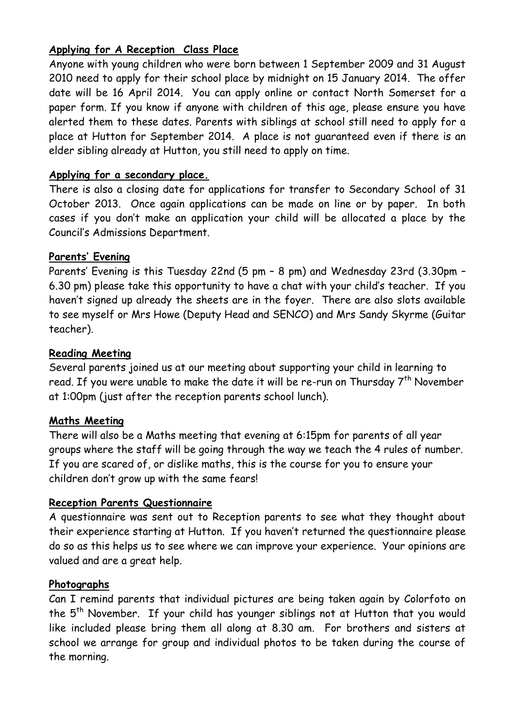**Applying for A Reception Class Place**

Anyone with young children who were born between 1 September 2009 and 31 August 2010 need to apply for their school place by midnight on 15 January 2014. The offer date will be 16 April 2014. You can apply online or contact North Somerset for a paper form. If you know if anyone with children of this age, please ensure you have alerted them to these dates. Parents with siblings at school still need to apply for a place at Hutton for September 2014. A place is not guaranteed even if there is an elder sibling already at Hutton, you still need to apply on time.

**Applying for a secondary place.**

There is also a closing date for applications for transfer to Secondary School of 31 October 2013. Once again applications can be made on line or by paper. In both cases if you don't make an application your child will be allocated a place by the Council's Admissions Department.

**Parents' Evening**

Parents' Evening is this Tuesday 22nd (5 pm – 8 pm) and Wednesday 23rd (3.30pm – 6.30 pm) please take this opportunity to have a chat with your child's teacher. If you haven't signed up already the sheets are in the foyer. There are also slots available to see myself or Mrs Howe (Deputy Head and SENCO) and Mrs Sandy Skyrme (Guitar teacher).

**Reading Meeting**

Several parents joined us at our meeting about supporting your child in learning to read. If you were unable to make the date it will be re-run on Thursday 7th November at 1:00pm (just after the reception parents school lunch).

**Maths Meeting**

There will also be a Maths meeting that evening at 6:15pm for parents of all year groups where the staff will be going through the way we teach the 4 rules of number. If you are scared of, or dislike maths, this is the course for you to ensure your children don't grow up with the same fears!

**Reception Parents Questionnaire**

A questionnaire was sent out to Reception parents to see what they thought about their experience starting at Hutton. If you haven't returned the questionnaire please do so as this helps us to see where we can improve your experience. Your opinions are valued and are a great help.

**Photographs**

Can I remind parents that individual pictures are being taken again by Colorfoto on the 5th November. If your child has younger siblings not at Hutton that you would like included please bring them all along at 8.30 am. For brothers and sisters at school we arrange for group and individual photos to be taken during the course of the morning.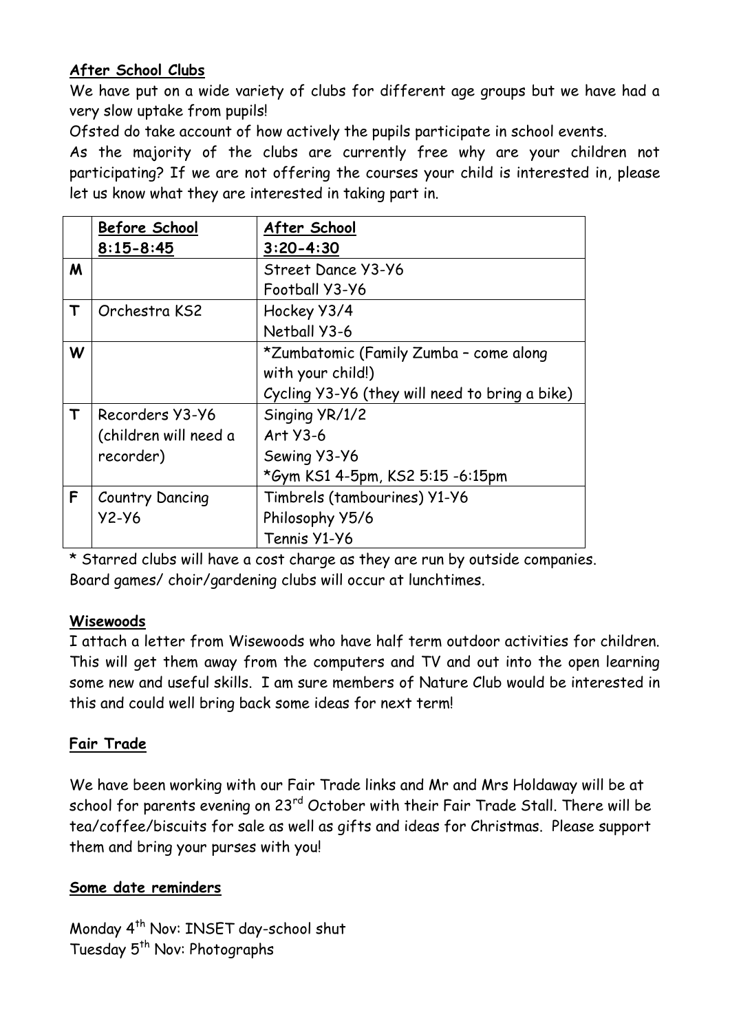**After School Clubs**

We have put on a wide variety of clubs for different age groups but we have had a very slow uptake from pupils!

Ofsted do take account of how actively the pupils participate in school events.

As the majority of the clubs are currently free why are your children not participating? If we are not offering the courses your child is interested in, please let us know what they are interested in taking part in.

| | **Before School 8:15-8:45** | **After School 3:20-4:30** |
|---|---|---|
| **M** | | Street Dance Y3-Y6<br>Football Y3-Y6 |
| **T** | Orchestra KS2 | Hockey Y3/4<br>Netball Y3-6 |
| **W** | | *Zumbatomic (Family Zumba – come along with your child!)<br>Cycling Y3-Y6 (they will need to bring a bike) |
| **T** | Recorders Y3-Y6 (children will need a recorder) | Singing YR/1/2<br>Art Y3-6<br>Sewing Y3-Y6<br>*Gym KS1 4-5pm, KS2 5:15 -6:15pm |
| **F** | Country Dancing Y2-Y6 | Timbrels (tambourines) Y1-Y6<br>Philosophy Y5/6<br>Tennis Y1-Y6 |

* Starred clubs will have a cost charge as they are run by outside companies.
Board games/ choir/gardening clubs will occur at lunchtimes.

**Wisewoods**

I attach a letter from Wisewoods who have half term outdoor activities for children. This will get them away from the computers and TV and out into the open learning some new and useful skills. I am sure members of Nature Club would be interested in this and could well bring back some ideas for next term!

**Fair Trade**

We have been working with our Fair Trade links and Mr and Mrs Holdaway will be at school for parents evening on 23rd October with their Fair Trade Stall. There will be tea/coffee/biscuits for sale as well as gifts and ideas for Christmas. Please support them and bring your purses with you!

**Some date reminders**

Monday 4th Nov: INSET day-school shut
Tuesday 5th Nov: Photographs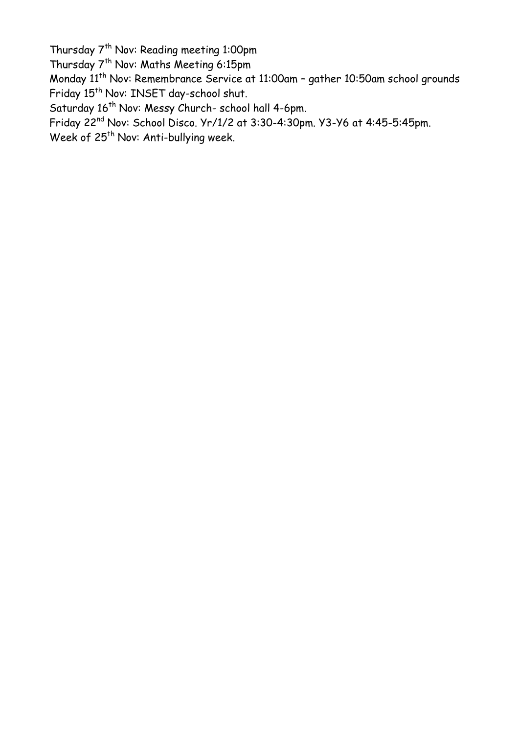Thursday 7th Nov: Reading meeting 1:00pm
Thursday 7th Nov: Maths Meeting 6:15pm
Monday 11th Nov: Remembrance Service at 11:00am – gather 10:50am school grounds
Friday 15th Nov: INSET day-school shut.
Saturday 16th Nov: Messy Church- school hall 4-6pm.
Friday 22nd Nov: School Disco. Yr/1/2 at 3:30-4:30pm. Y3-Y6 at 4:45-5:45pm.
Week of 25th Nov: Anti-bullying week.